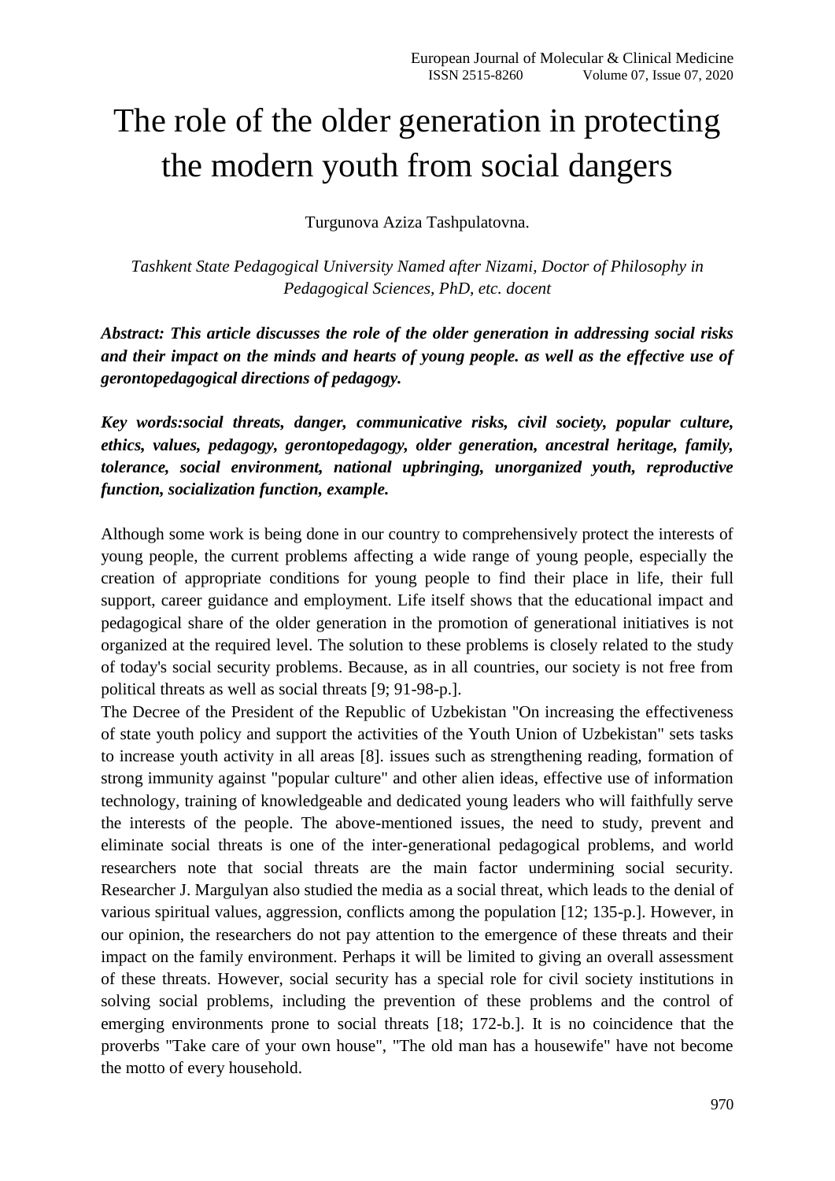# The role of the older generation in protecting the modern youth from social dangers

Turgunova Aziza Tashpulatovna.

*Tashkent State Pedagogical University Named after Nizami, Doctor of Philosophy in Pedagogical Sciences, PhD, etc. docent*

***Abstract: This article discusses the role of the older generation in addressing social risks and their impact on the minds and hearts of young people. as well as the effective use of gerontopedagogical directions of pedagogy.***

***Key words:social threats, danger, communicative risks, civil society, popular culture, ethics, values, pedagogy, gerontopedagogy, older generation, ancestral heritage, family, tolerance, social environment, national upbringing, unorganized youth, reproductive function, socialization function, example.***

Although some work is being done in our country to comprehensively protect the interests of young people, the current problems affecting a wide range of young people, especially the creation of appropriate conditions for young people to find their place in life, their full support, career guidance and employment. Life itself shows that the educational impact and pedagogical share of the older generation in the promotion of generational initiatives is not organized at the required level. The solution to these problems is closely related to the study of today's social security problems. Because, as in all countries, our society is not free from political threats as well as social threats [9; 91-98-p.].

The Decree of the President of the Republic of Uzbekistan "On increasing the effectiveness of state youth policy and support the activities of the Youth Union of Uzbekistan" sets tasks to increase youth activity in all areas [8]. issues such as strengthening reading, formation of strong immunity against "popular culture" and other alien ideas, effective use of information technology, training of knowledgeable and dedicated young leaders who will faithfully serve the interests of the people. The above-mentioned issues, the need to study, prevent and eliminate social threats is one of the inter-generational pedagogical problems, and world researchers note that social threats are the main factor undermining social security. Researcher J. Margulyan also studied the media as a social threat, which leads to the denial of various spiritual values, aggression, conflicts among the population [12; 135-p.]. However, in our opinion, the researchers do not pay attention to the emergence of these threats and their impact on the family environment. Perhaps it will be limited to giving an overall assessment of these threats. However, social security has a special role for civil society institutions in solving social problems, including the prevention of these problems and the control of emerging environments prone to social threats [18; 172-b.]. It is no coincidence that the proverbs "Take care of your own house", "The old man has a housewife" have not become the motto of every household.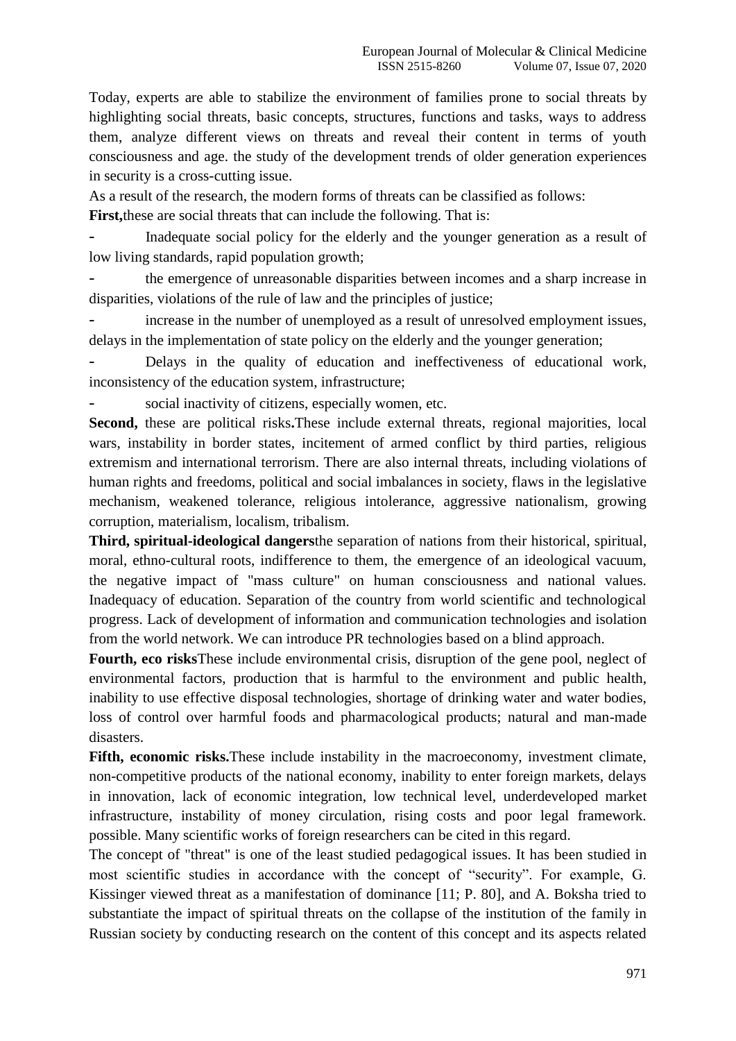Today, experts are able to stabilize the environment of families prone to social threats by highlighting social threats, basic concepts, structures, functions and tasks, ways to address them, analyze different views on threats and reveal their content in terms of youth consciousness and age. the study of the development trends of older generation experiences in security is a cross-cutting issue.

As a result of the research, the modern forms of threats can be classified as follows:

**First,**these are social threats that can include the following. That is:

- Inadequate social policy for the elderly and the younger generation as a result of low living standards, rapid population growth;
- the emergence of unreasonable disparities between incomes and a sharp increase in disparities, violations of the rule of law and the principles of justice;
- increase in the number of unemployed as a result of unresolved employment issues, delays in the implementation of state policy on the elderly and the younger generation;
- Delays in the quality of education and ineffectiveness of educational work, inconsistency of the education system, infrastructure;
- social inactivity of citizens, especially women, etc.

**Second,** these are political risks**.**These include external threats, regional majorities, local wars, instability in border states, incitement of armed conflict by third parties, religious extremism and international terrorism. There are also internal threats, including violations of human rights and freedoms, political and social imbalances in society, flaws in the legislative mechanism, weakened tolerance, religious intolerance, aggressive nationalism, growing corruption, materialism, localism, tribalism.

**Third, spiritual-ideological dangers**the separation of nations from their historical, spiritual, moral, ethno-cultural roots, indifference to them, the emergence of an ideological vacuum, the negative impact of "mass culture" on human consciousness and national values. Inadequacy of education. Separation of the country from world scientific and technological progress. Lack of development of information and communication technologies and isolation from the world network. We can introduce PR technologies based on a blind approach.

**Fourth, eco risks**These include environmental crisis, disruption of the gene pool, neglect of environmental factors, production that is harmful to the environment and public health, inability to use effective disposal technologies, shortage of drinking water and water bodies, loss of control over harmful foods and pharmacological products; natural and man-made disasters.

**Fifth, economic risks.**These include instability in the macroeconomy, investment climate, non-competitive products of the national economy, inability to enter foreign markets, delays in innovation, lack of economic integration, low technical level, underdeveloped market infrastructure, instability of money circulation, rising costs and poor legal framework. possible. Many scientific works of foreign researchers can be cited in this regard.

The concept of "threat" is one of the least studied pedagogical issues. It has been studied in most scientific studies in accordance with the concept of "security". For example, G. Kissinger viewed threat as a manifestation of dominance [11; P. 80], and A. Boksha tried to substantiate the impact of spiritual threats on the collapse of the institution of the family in Russian society by conducting research on the content of this concept and its aspects related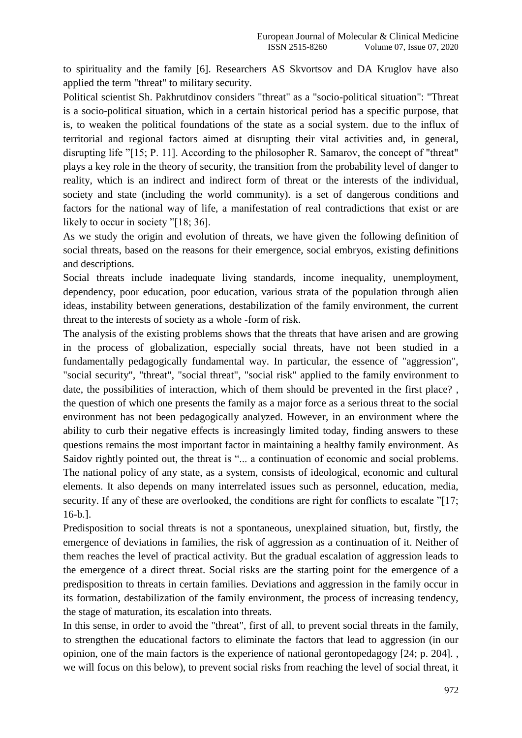to spirituality and the family [6]. Researchers AS Skvortsov and DA Kruglov have also applied the term "threat" to military security.

Political scientist Sh. Pakhrutdinov considers "threat" as a "socio-political situation": "Threat is a socio-political situation, which in a certain historical period has a specific purpose, that is, to weaken the political foundations of the state as a social system. due to the influx of territorial and regional factors aimed at disrupting their vital activities and, in general, disrupting life "[15; P. 11]. According to the philosopher R. Samarov, the concept of "threat" plays a key role in the theory of security, the transition from the probability level of danger to reality, which is an indirect and indirect form of threat or the interests of the individual, society and state (including the world community). is a set of dangerous conditions and factors for the national way of life, a manifestation of real contradictions that exist or are likely to occur in society "[18; 36].

As we study the origin and evolution of threats, we have given the following definition of social threats, based on the reasons for their emergence, social embryos, existing definitions and descriptions.

Social threats include inadequate living standards, income inequality, unemployment, dependency, poor education, poor education, various strata of the population through alien ideas, instability between generations, destabilization of the family environment, the current threat to the interests of society as a whole -form of risk.

The analysis of the existing problems shows that the threats that have arisen and are growing in the process of globalization, especially social threats, have not been studied in a fundamentally pedagogically fundamental way. In particular, the essence of "aggression", "social security", "threat", "social threat", "social risk" applied to the family environment to date, the possibilities of interaction, which of them should be prevented in the first place? , the question of which one presents the family as a major force as a serious threat to the social environment has not been pedagogically analyzed. However, in an environment where the ability to curb their negative effects is increasingly limited today, finding answers to these questions remains the most important factor in maintaining a healthy family environment. As Saidov rightly pointed out, the threat is "... a continuation of economic and social problems. The national policy of any state, as a system, consists of ideological, economic and cultural elements. It also depends on many interrelated issues such as personnel, education, media, security. If any of these are overlooked, the conditions are right for conflicts to escalate "[17; 16-b.].

Predisposition to social threats is not a spontaneous, unexplained situation, but, firstly, the emergence of deviations in families, the risk of aggression as a continuation of it. Neither of them reaches the level of practical activity. But the gradual escalation of aggression leads to the emergence of a direct threat. Social risks are the starting point for the emergence of a predisposition to threats in certain families. Deviations and aggression in the family occur in its formation, destabilization of the family environment, the process of increasing tendency, the stage of maturation, its escalation into threats.

In this sense, in order to avoid the "threat", first of all, to prevent social threats in the family, to strengthen the educational factors to eliminate the factors that lead to aggression (in our opinion, one of the main factors is the experience of national gerontopedagogy [24; p. 204]. , we will focus on this below), to prevent social risks from reaching the level of social threat, it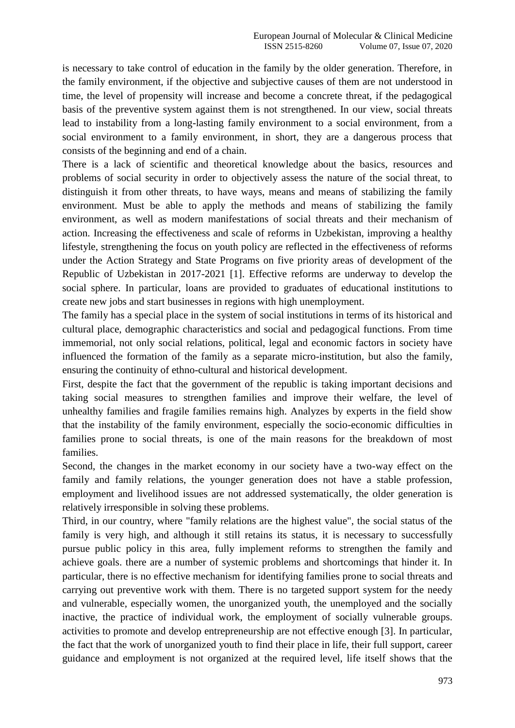is necessary to take control of education in the family by the older generation. Therefore, in the family environment, if the objective and subjective causes of them are not understood in time, the level of propensity will increase and become a concrete threat, if the pedagogical basis of the preventive system against them is not strengthened. In our view, social threats lead to instability from a long-lasting family environment to a social environment, from a social environment to a family environment, in short, they are a dangerous process that consists of the beginning and end of a chain.

There is a lack of scientific and theoretical knowledge about the basics, resources and problems of social security in order to objectively assess the nature of the social threat, to distinguish it from other threats, to have ways, means and means of stabilizing the family environment. Must be able to apply the methods and means of stabilizing the family environment, as well as modern manifestations of social threats and their mechanism of action. Increasing the effectiveness and scale of reforms in Uzbekistan, improving a healthy lifestyle, strengthening the focus on youth policy are reflected in the effectiveness of reforms under the Action Strategy and State Programs on five priority areas of development of the Republic of Uzbekistan in 2017-2021 [1]. Effective reforms are underway to develop the social sphere. In particular, loans are provided to graduates of educational institutions to create new jobs and start businesses in regions with high unemployment.

The family has a special place in the system of social institutions in terms of its historical and cultural place, demographic characteristics and social and pedagogical functions. From time immemorial, not only social relations, political, legal and economic factors in society have influenced the formation of the family as a separate micro-institution, but also the family, ensuring the continuity of ethno-cultural and historical development.

First, despite the fact that the government of the republic is taking important decisions and taking social measures to strengthen families and improve their welfare, the level of unhealthy families and fragile families remains high. Analyzes by experts in the field show that the instability of the family environment, especially the socio-economic difficulties in families prone to social threats, is one of the main reasons for the breakdown of most families.

Second, the changes in the market economy in our society have a two-way effect on the family and family relations, the younger generation does not have a stable profession, employment and livelihood issues are not addressed systematically, the older generation is relatively irresponsible in solving these problems.

Third, in our country, where "family relations are the highest value", the social status of the family is very high, and although it still retains its status, it is necessary to successfully pursue public policy in this area, fully implement reforms to strengthen the family and achieve goals. there are a number of systemic problems and shortcomings that hinder it. In particular, there is no effective mechanism for identifying families prone to social threats and carrying out preventive work with them. There is no targeted support system for the needy and vulnerable, especially women, the unorganized youth, the unemployed and the socially inactive, the practice of individual work, the employment of socially vulnerable groups. activities to promote and develop entrepreneurship are not effective enough [3]. In particular, the fact that the work of unorganized youth to find their place in life, their full support, career guidance and employment is not organized at the required level, life itself shows that the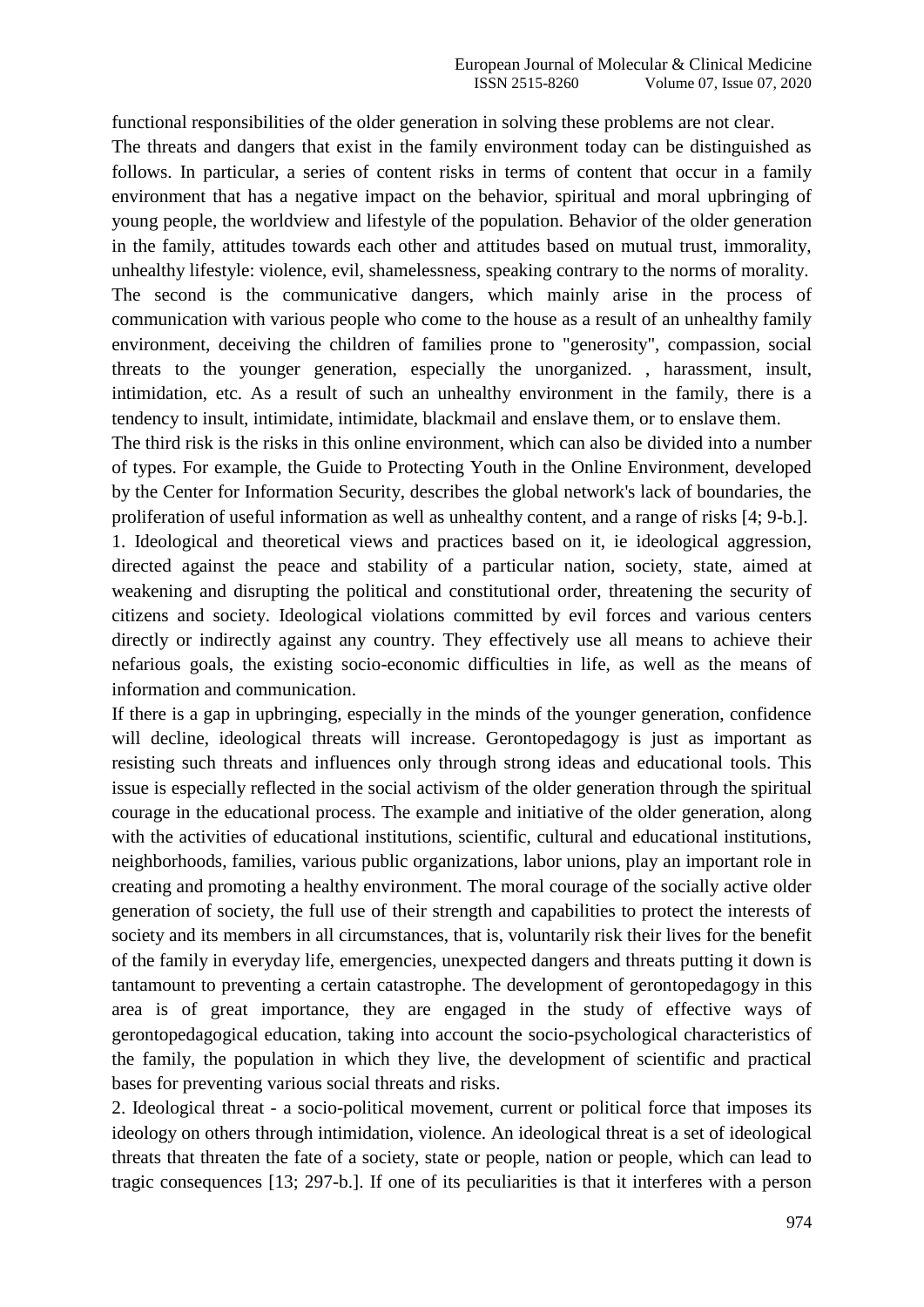functional responsibilities of the older generation in solving these problems are not clear.

The threats and dangers that exist in the family environment today can be distinguished as follows. In particular, a series of content risks in terms of content that occur in a family environment that has a negative impact on the behavior, spiritual and moral upbringing of young people, the worldview and lifestyle of the population. Behavior of the older generation in the family, attitudes towards each other and attitudes based on mutual trust, immorality, unhealthy lifestyle: violence, evil, shamelessness, speaking contrary to the norms of morality.

The second is the communicative dangers, which mainly arise in the process of communication with various people who come to the house as a result of an unhealthy family environment, deceiving the children of families prone to "generosity", compassion, social threats to the younger generation, especially the unorganized. , harassment, insult, intimidation, etc. As a result of such an unhealthy environment in the family, there is a tendency to insult, intimidate, intimidate, blackmail and enslave them, or to enslave them.

The third risk is the risks in this online environment, which can also be divided into a number of types. For example, the Guide to Protecting Youth in the Online Environment, developed by the Center for Information Security, describes the global network's lack of boundaries, the proliferation of useful information as well as unhealthy content, and a range of risks [4; 9-b.].

1. Ideological and theoretical views and practices based on it, ie ideological aggression, directed against the peace and stability of a particular nation, society, state, aimed at weakening and disrupting the political and constitutional order, threatening the security of citizens and society. Ideological violations committed by evil forces and various centers directly or indirectly against any country. They effectively use all means to achieve their nefarious goals, the existing socio-economic difficulties in life, as well as the means of information and communication.

If there is a gap in upbringing, especially in the minds of the younger generation, confidence will decline, ideological threats will increase. Gerontopedagogy is just as important as resisting such threats and influences only through strong ideas and educational tools. This issue is especially reflected in the social activism of the older generation through the spiritual courage in the educational process. The example and initiative of the older generation, along with the activities of educational institutions, scientific, cultural and educational institutions, neighborhoods, families, various public organizations, labor unions, play an important role in creating and promoting a healthy environment. The moral courage of the socially active older generation of society, the full use of their strength and capabilities to protect the interests of society and its members in all circumstances, that is, voluntarily risk their lives for the benefit of the family in everyday life, emergencies, unexpected dangers and threats putting it down is tantamount to preventing a certain catastrophe. The development of gerontopedagogy in this area is of great importance, they are engaged in the study of effective ways of gerontopedagogical education, taking into account the socio-psychological characteristics of the family, the population in which they live, the development of scientific and practical bases for preventing various social threats and risks.

2. Ideological threat - a socio-political movement, current or political force that imposes its ideology on others through intimidation, violence. An ideological threat is a set of ideological threats that threaten the fate of a society, state or people, nation or people, which can lead to tragic consequences [13; 297-b.]. If one of its peculiarities is that it interferes with a person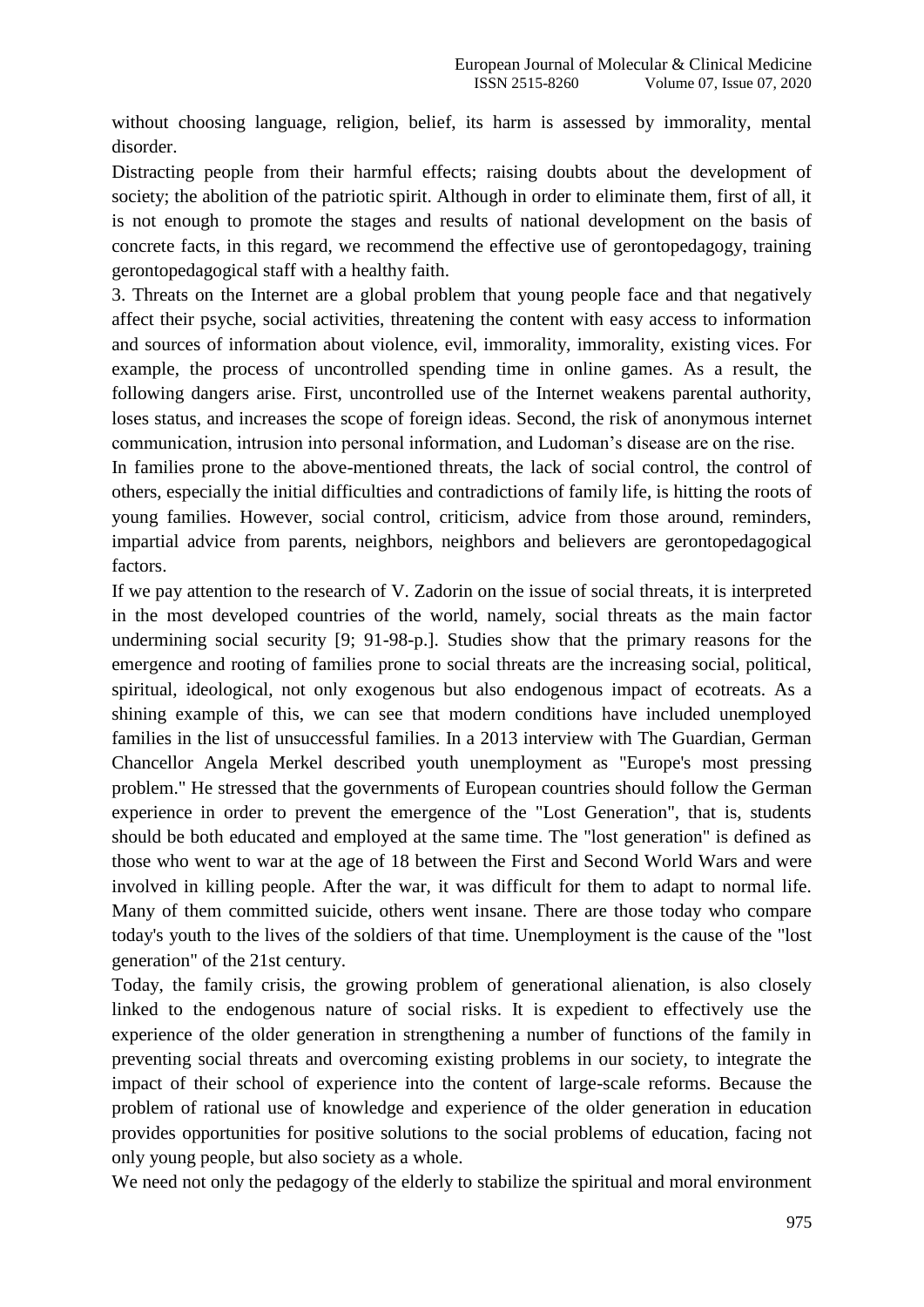without choosing language, religion, belief, its harm is assessed by immorality, mental disorder.

Distracting people from their harmful effects; raising doubts about the development of society; the abolition of the patriotic spirit. Although in order to eliminate them, first of all, it is not enough to promote the stages and results of national development on the basis of concrete facts, in this regard, we recommend the effective use of gerontopedagogy, training gerontopedagogical staff with a healthy faith.

3. Threats on the Internet are a global problem that young people face and that negatively affect their psyche, social activities, threatening the content with easy access to information and sources of information about violence, evil, immorality, immorality, existing vices. For example, the process of uncontrolled spending time in online games. As a result, the following dangers arise. First, uncontrolled use of the Internet weakens parental authority, loses status, and increases the scope of foreign ideas. Second, the risk of anonymous internet communication, intrusion into personal information, and Ludoman's disease are on the rise.

In families prone to the above-mentioned threats, the lack of social control, the control of others, especially the initial difficulties and contradictions of family life, is hitting the roots of young families. However, social control, criticism, advice from those around, reminders, impartial advice from parents, neighbors, neighbors and believers are gerontopedagogical factors.

If we pay attention to the research of V. Zadorin on the issue of social threats, it is interpreted in the most developed countries of the world, namely, social threats as the main factor undermining social security [9; 91-98-p.]. Studies show that the primary reasons for the emergence and rooting of families prone to social threats are the increasing social, political, spiritual, ideological, not only exogenous but also endogenous impact of ecotreats. As a shining example of this, we can see that modern conditions have included unemployed families in the list of unsuccessful families. In a 2013 interview with The Guardian, German Chancellor Angela Merkel described youth unemployment as "Europe's most pressing problem." He stressed that the governments of European countries should follow the German experience in order to prevent the emergence of the "Lost Generation", that is, students should be both educated and employed at the same time. The "lost generation" is defined as those who went to war at the age of 18 between the First and Second World Wars and were involved in killing people. After the war, it was difficult for them to adapt to normal life. Many of them committed suicide, others went insane. There are those today who compare today's youth to the lives of the soldiers of that time. Unemployment is the cause of the "lost generation" of the 21st century.

Today, the family crisis, the growing problem of generational alienation, is also closely linked to the endogenous nature of social risks. It is expedient to effectively use the experience of the older generation in strengthening a number of functions of the family in preventing social threats and overcoming existing problems in our society, to integrate the impact of their school of experience into the content of large-scale reforms. Because the problem of rational use of knowledge and experience of the older generation in education provides opportunities for positive solutions to the social problems of education, facing not only young people, but also society as a whole.

We need not only the pedagogy of the elderly to stabilize the spiritual and moral environment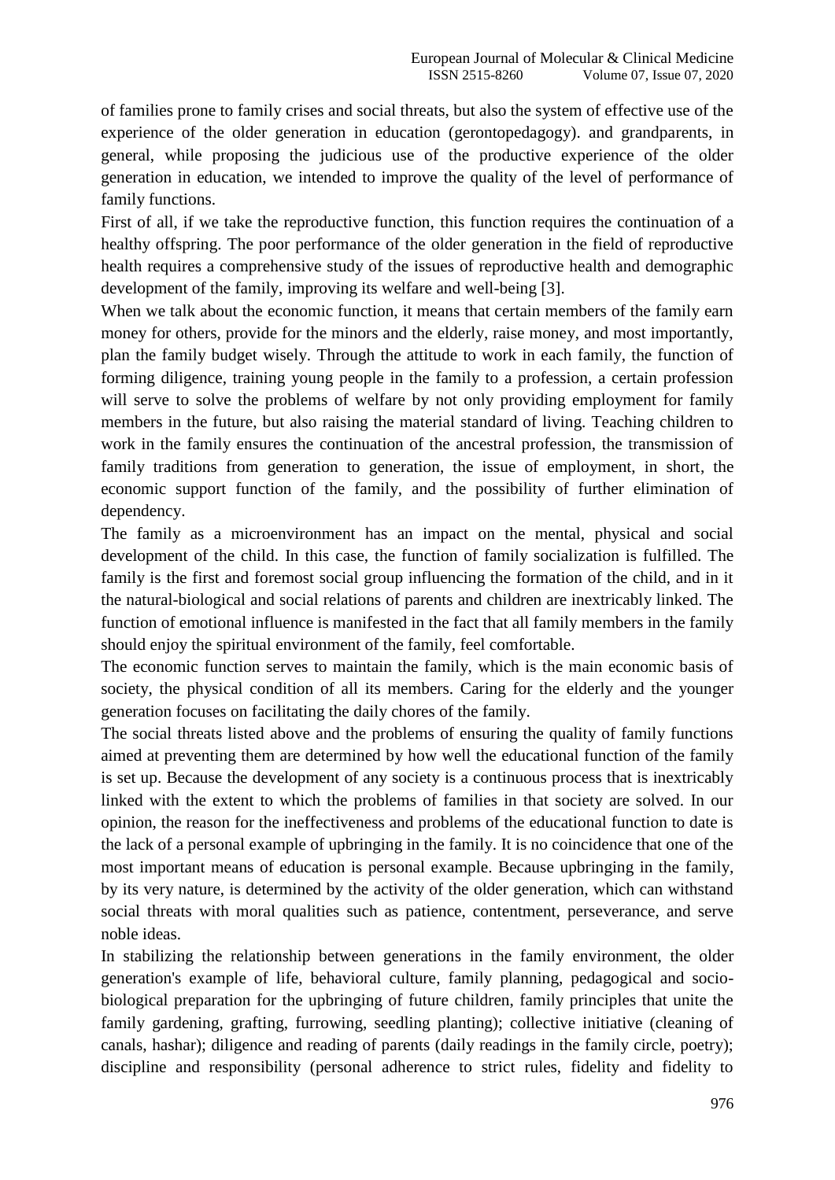of families prone to family crises and social threats, but also the system of effective use of the experience of the older generation in education (gerontopedagogy). and grandparents, in general, while proposing the judicious use of the productive experience of the older generation in education, we intended to improve the quality of the level of performance of family functions.

First of all, if we take the reproductive function, this function requires the continuation of a healthy offspring. The poor performance of the older generation in the field of reproductive health requires a comprehensive study of the issues of reproductive health and demographic development of the family, improving its welfare and well-being [3].

When we talk about the economic function, it means that certain members of the family earn money for others, provide for the minors and the elderly, raise money, and most importantly, plan the family budget wisely. Through the attitude to work in each family, the function of forming diligence, training young people in the family to a profession, a certain profession will serve to solve the problems of welfare by not only providing employment for family members in the future, but also raising the material standard of living. Teaching children to work in the family ensures the continuation of the ancestral profession, the transmission of family traditions from generation to generation, the issue of employment, in short, the economic support function of the family, and the possibility of further elimination of dependency.

The family as a microenvironment has an impact on the mental, physical and social development of the child. In this case, the function of family socialization is fulfilled. The family is the first and foremost social group influencing the formation of the child, and in it the natural-biological and social relations of parents and children are inextricably linked. The function of emotional influence is manifested in the fact that all family members in the family should enjoy the spiritual environment of the family, feel comfortable.

The economic function serves to maintain the family, which is the main economic basis of society, the physical condition of all its members. Caring for the elderly and the younger generation focuses on facilitating the daily chores of the family.

The social threats listed above and the problems of ensuring the quality of family functions aimed at preventing them are determined by how well the educational function of the family is set up. Because the development of any society is a continuous process that is inextricably linked with the extent to which the problems of families in that society are solved. In our opinion, the reason for the ineffectiveness and problems of the educational function to date is the lack of a personal example of upbringing in the family. It is no coincidence that one of the most important means of education is personal example. Because upbringing in the family, by its very nature, is determined by the activity of the older generation, which can withstand social threats with moral qualities such as patience, contentment, perseverance, and serve noble ideas.

In stabilizing the relationship between generations in the family environment, the older generation's example of life, behavioral culture, family planning, pedagogical and socio-biological preparation for the upbringing of future children, family principles that unite the family gardening, grafting, furrowing, seedling planting); collective initiative (cleaning of canals, hashar); diligence and reading of parents (daily readings in the family circle, poetry); discipline and responsibility (personal adherence to strict rules, fidelity and fidelity to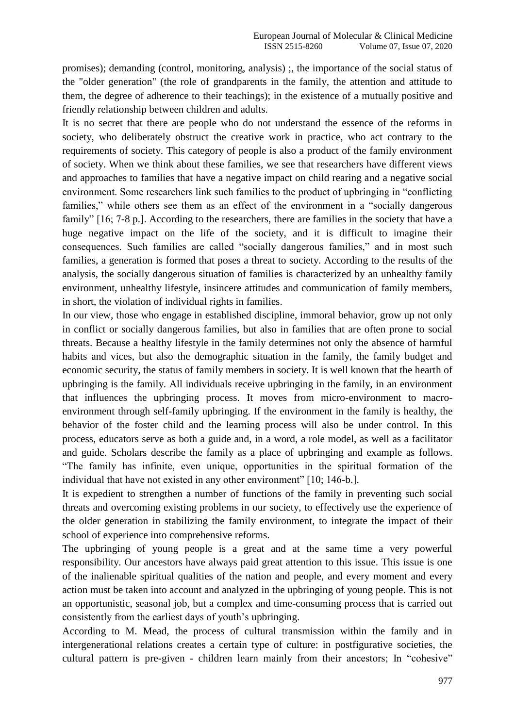promises); demanding (control, monitoring, analysis) ;, the importance of the social status of the "older generation" (the role of grandparents in the family, the attention and attitude to them, the degree of adherence to their teachings); in the existence of a mutually positive and friendly relationship between children and adults.

It is no secret that there are people who do not understand the essence of the reforms in society, who deliberately obstruct the creative work in practice, who act contrary to the requirements of society. This category of people is also a product of the family environment of society. When we think about these families, we see that researchers have different views and approaches to families that have a negative impact on child rearing and a negative social environment. Some researchers link such families to the product of upbringing in "conflicting families," while others see them as an effect of the environment in a "socially dangerous family" [16; 7-8 p.]. According to the researchers, there are families in the society that have a huge negative impact on the life of the society, and it is difficult to imagine their consequences. Such families are called "socially dangerous families," and in most such families, a generation is formed that poses a threat to society. According to the results of the analysis, the socially dangerous situation of families is characterized by an unhealthy family environment, unhealthy lifestyle, insincere attitudes and communication of family members, in short, the violation of individual rights in families.

In our view, those who engage in established discipline, immoral behavior, grow up not only in conflict or socially dangerous families, but also in families that are often prone to social threats. Because a healthy lifestyle in the family determines not only the absence of harmful habits and vices, but also the demographic situation in the family, the family budget and economic security, the status of family members in society. It is well known that the hearth of upbringing is the family. All individuals receive upbringing in the family, in an environment that influences the upbringing process. It moves from micro-environment to macro-environment through self-family upbringing. If the environment in the family is healthy, the behavior of the foster child and the learning process will also be under control. In this process, educators serve as both a guide and, in a word, a role model, as well as a facilitator and guide. Scholars describe the family as a place of upbringing and example as follows. "The family has infinite, even unique, opportunities in the spiritual formation of the individual that have not existed in any other environment" [10; 146-b.].

It is expedient to strengthen a number of functions of the family in preventing such social threats and overcoming existing problems in our society, to effectively use the experience of the older generation in stabilizing the family environment, to integrate the impact of their school of experience into comprehensive reforms.

The upbringing of young people is a great and at the same time a very powerful responsibility. Our ancestors have always paid great attention to this issue. This issue is one of the inalienable spiritual qualities of the nation and people, and every moment and every action must be taken into account and analyzed in the upbringing of young people. This is not an opportunistic, seasonal job, but a complex and time-consuming process that is carried out consistently from the earliest days of youth's upbringing.

According to M. Mead, the process of cultural transmission within the family and in intergenerational relations creates a certain type of culture: in postfigurative societies, the cultural pattern is pre-given - children learn mainly from their ancestors; In "cohesive"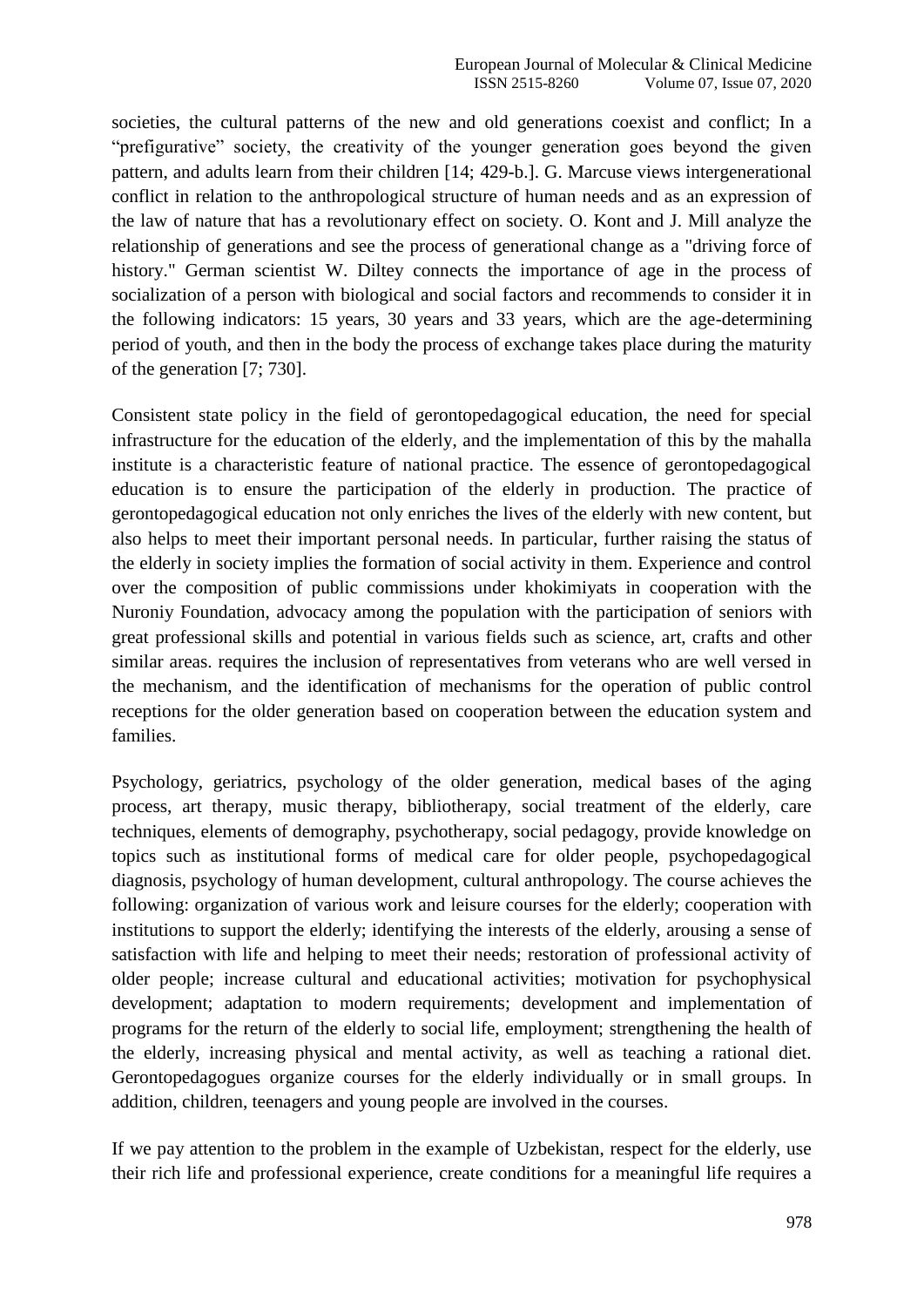societies, the cultural patterns of the new and old generations coexist and conflict; In a "prefigurative" society, the creativity of the younger generation goes beyond the given pattern, and adults learn from their children [14; 429-b.]. G. Marcuse views intergenerational conflict in relation to the anthropological structure of human needs and as an expression of the law of nature that has a revolutionary effect on society. O. Kont and J. Mill analyze the relationship of generations and see the process of generational change as a "driving force of history." German scientist W. Diltey connects the importance of age in the process of socialization of a person with biological and social factors and recommends to consider it in the following indicators: 15 years, 30 years and 33 years, which are the age-determining period of youth, and then in the body the process of exchange takes place during the maturity of the generation [7; 730].

Consistent state policy in the field of gerontopedagogical education, the need for special infrastructure for the education of the elderly, and the implementation of this by the mahalla institute is a characteristic feature of national practice. The essence of gerontopedagogical education is to ensure the participation of the elderly in production. The practice of gerontopedagogical education not only enriches the lives of the elderly with new content, but also helps to meet their important personal needs. In particular, further raising the status of the elderly in society implies the formation of social activity in them. Experience and control over the composition of public commissions under khokimiyats in cooperation with the Nuroniy Foundation, advocacy among the population with the participation of seniors with great professional skills and potential in various fields such as science, art, crafts and other similar areas. requires the inclusion of representatives from veterans who are well versed in the mechanism, and the identification of mechanisms for the operation of public control receptions for the older generation based on cooperation between the education system and families.

Psychology, geriatrics, psychology of the older generation, medical bases of the aging process, art therapy, music therapy, bibliotherapy, social treatment of the elderly, care techniques, elements of demography, psychotherapy, social pedagogy, provide knowledge on topics such as institutional forms of medical care for older people, psychopedagogical diagnosis, psychology of human development, cultural anthropology. The course achieves the following: organization of various work and leisure courses for the elderly; cooperation with institutions to support the elderly; identifying the interests of the elderly, arousing a sense of satisfaction with life and helping to meet their needs; restoration of professional activity of older people; increase cultural and educational activities; motivation for psychophysical development; adaptation to modern requirements; development and implementation of programs for the return of the elderly to social life, employment; strengthening the health of the elderly, increasing physical and mental activity, as well as teaching a rational diet. Gerontopedagogues organize courses for the elderly individually or in small groups. In addition, children, teenagers and young people are involved in the courses.

If we pay attention to the problem in the example of Uzbekistan, respect for the elderly, use their rich life and professional experience, create conditions for a meaningful life requires a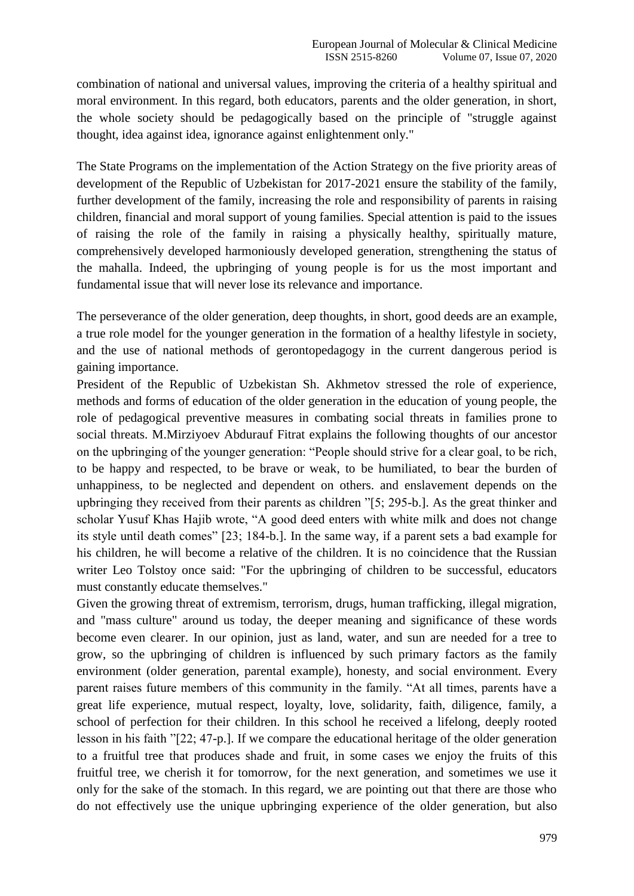combination of national and universal values, improving the criteria of a healthy spiritual and moral environment. In this regard, both educators, parents and the older generation, in short, the whole society should be pedagogically based on the principle of "struggle against thought, idea against idea, ignorance against enlightenment only."

The State Programs on the implementation of the Action Strategy on the five priority areas of development of the Republic of Uzbekistan for 2017-2021 ensure the stability of the family, further development of the family, increasing the role and responsibility of parents in raising children, financial and moral support of young families. Special attention is paid to the issues of raising the role of the family in raising a physically healthy, spiritually mature, comprehensively developed harmoniously developed generation, strengthening the status of the mahalla. Indeed, the upbringing of young people is for us the most important and fundamental issue that will never lose its relevance and importance.

The perseverance of the older generation, deep thoughts, in short, good deeds are an example, a true role model for the younger generation in the formation of a healthy lifestyle in society, and the use of national methods of gerontopedagogy in the current dangerous period is gaining importance.

President of the Republic of Uzbekistan Sh. Akhmetov stressed the role of experience, methods and forms of education of the older generation in the education of young people, the role of pedagogical preventive measures in combating social threats in families prone to social threats. M.Mirziyoev Abdurauf Fitrat explains the following thoughts of our ancestor on the upbringing of the younger generation: "People should strive for a clear goal, to be rich, to be happy and respected, to be brave or weak, to be humiliated, to bear the burden of unhappiness, to be neglected and dependent on others. and enslavement depends on the upbringing they received from their parents as children "[5; 295-b.]. As the great thinker and scholar Yusuf Khas Hajib wrote, "A good deed enters with white milk and does not change its style until death comes" [23; 184-b.]. In the same way, if a parent sets a bad example for his children, he will become a relative of the children. It is no coincidence that the Russian writer Leo Tolstoy once said: "For the upbringing of children to be successful, educators must constantly educate themselves."

Given the growing threat of extremism, terrorism, drugs, human trafficking, illegal migration, and "mass culture" around us today, the deeper meaning and significance of these words become even clearer. In our opinion, just as land, water, and sun are needed for a tree to grow, so the upbringing of children is influenced by such primary factors as the family environment (older generation, parental example), honesty, and social environment. Every parent raises future members of this community in the family. "At all times, parents have a great life experience, mutual respect, loyalty, love, solidarity, faith, diligence, family, a school of perfection for their children. In this school he received a lifelong, deeply rooted lesson in his faith "[22; 47-p.]. If we compare the educational heritage of the older generation to a fruitful tree that produces shade and fruit, in some cases we enjoy the fruits of this fruitful tree, we cherish it for tomorrow, for the next generation, and sometimes we use it only for the sake of the stomach. In this regard, we are pointing out that there are those who do not effectively use the unique upbringing experience of the older generation, but also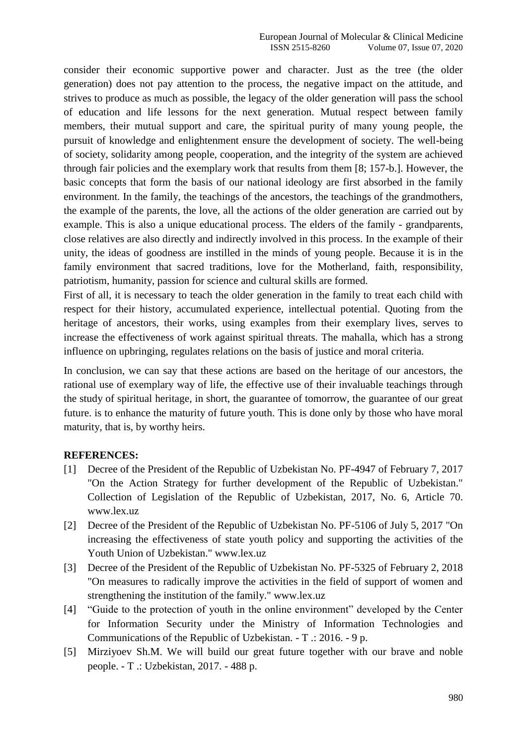consider their economic supportive power and character. Just as the tree (the older generation) does not pay attention to the process, the negative impact on the attitude, and strives to produce as much as possible, the legacy of the older generation will pass the school of education and life lessons for the next generation. Mutual respect between family members, their mutual support and care, the spiritual purity of many young people, the pursuit of knowledge and enlightenment ensure the development of society. The well-being of society, solidarity among people, cooperation, and the integrity of the system are achieved through fair policies and the exemplary work that results from them [8; 157-b.]. However, the basic concepts that form the basis of our national ideology are first absorbed in the family environment. In the family, the teachings of the ancestors, the teachings of the grandmothers, the example of the parents, the love, all the actions of the older generation are carried out by example. This is also a unique educational process. The elders of the family - grandparents, close relatives are also directly and indirectly involved in this process. In the example of their unity, the ideas of goodness are instilled in the minds of young people. Because it is in the family environment that sacred traditions, love for the Motherland, faith, responsibility, patriotism, humanity, passion for science and cultural skills are formed.

First of all, it is necessary to teach the older generation in the family to treat each child with respect for their history, accumulated experience, intellectual potential. Quoting from the heritage of ancestors, their works, using examples from their exemplary lives, serves to increase the effectiveness of work against spiritual threats. The mahalla, which has a strong influence on upbringing, regulates relations on the basis of justice and moral criteria.

In conclusion, we can say that these actions are based on the heritage of our ancestors, the rational use of exemplary way of life, the effective use of their invaluable teachings through the study of spiritual heritage, in short, the guarantee of tomorrow, the guarantee of our great future. is to enhance the maturity of future youth. This is done only by those who have moral maturity, that is, by worthy heirs.

**REFERENCES:**

[1] Decree of the President of the Republic of Uzbekistan No. PF-4947 of February 7, 2017 "On the Action Strategy for further development of the Republic of Uzbekistan." Collection of Legislation of the Republic of Uzbekistan, 2017, No. 6, Article 70. www.lex.uz

[2] Decree of the President of the Republic of Uzbekistan No. PF-5106 of July 5, 2017 "On increasing the effectiveness of state youth policy and supporting the activities of the Youth Union of Uzbekistan." www.lex.uz

[3] Decree of the President of the Republic of Uzbekistan No. PF-5325 of February 2, 2018 "On measures to radically improve the activities in the field of support of women and strengthening the institution of the family." www.lex.uz

[4] "Guide to the protection of youth in the online environment" developed by the Center for Information Security under the Ministry of Information Technologies and Communications of the Republic of Uzbekistan. - T .: 2016. - 9 p.

[5] Mirziyoev Sh.M. We will build our great future together with our brave and noble people. - T .: Uzbekistan, 2017. - 488 p.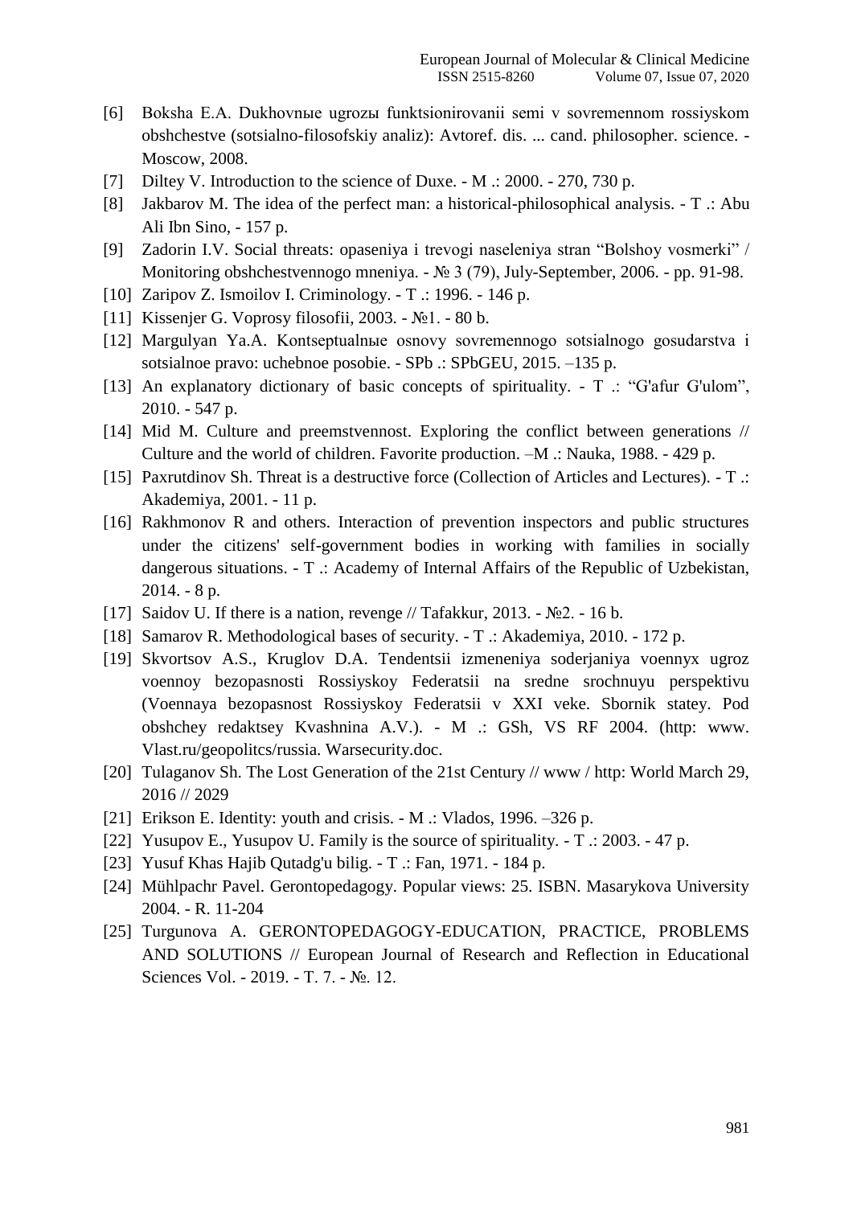[6] Boksha E.A. Dukhovnыe ugrozы funktsionirovanii semi v sovremennom rossiyskom obshchestve (sotsialno-filosofskiy analiz): Avtoref. dis. ... cand. philosopher. science. - Moscow, 2008.

[7] Diltey V. Introduction to the science of Duxe. - M .: 2000. - 270, 730 p.

[8] Jakbarov M. The idea of the perfect man: a historical-philosophical analysis. - T .: Abu Ali Ibn Sino, - 157 p.

[9] Zadorin I.V. Social threats: opaseniya i trevogi naseleniya stran "Bolshoy vosmerki" / Monitoring obshchestvennogo mneniya. - № 3 (79), July-September, 2006. - pp. 91-98.

[10] Zaripov Z. Ismoilov I. Criminology. - T .: 1996. - 146 p.

[11] Kissenjer G. Voprosy filosofii, 2003. - №1. - 80 b.

[12] Margulyan Ya.A. Kontseptualnыe osnovy sovremennogo sotsialnogo gosudarstva i sotsialnoe pravo: uchebnoe posobie. - SPb .: SPbGEU, 2015. –135 p.

[13] An explanatory dictionary of basic concepts of spirituality. - T .: "G'afur G'ulom", 2010. - 547 p.

[14] Mid M. Culture and preemstvennost. Exploring the conflict between generations // Culture and the world of children. Favorite production. –M .: Nauka, 1988. - 429 p.

[15] Paxrutdinov Sh. Threat is a destructive force (Collection of Articles and Lectures). - T .: Akademiya, 2001. - 11 p.

[16] Rakhmonov R and others. Interaction of prevention inspectors and public structures under the citizens' self-government bodies in working with families in socially dangerous situations. - T .: Academy of Internal Affairs of the Republic of Uzbekistan, 2014. - 8 p.

[17] Saidov U. If there is a nation, revenge // Tafakkur, 2013. - №2. - 16 b.

[18] Samarov R. Methodological bases of security. - T .: Akademiya, 2010. - 172 p.

[19] Skvortsov A.S., Kruglov D.A. Tendentsii izmeneniya soderjaniya voennyx ugroz voennoy bezopasnosti Rossiyskoy Federatsii na sredne srochnuyu perspektivu (Voennaya bezopasnost Rossiyskoy Federatsii v XXI veke. Sbornik statey. Pod obshchey redaktsey Kvashnina A.V.). - M .: GSh, VS RF 2004. (http: www. Vlast.ru/geopolitcs/russia. Warsecurity.doc.

[20] Tulaganov Sh. The Lost Generation of the 21st Century // www / http: World March 29, 2016 // 2029

[21] Erikson E. Identity: youth and crisis. - M .: Vlados, 1996. –326 p.

[22] Yusupov E., Yusupov U. Family is the source of spirituality. - T .: 2003. - 47 p.

[23] Yusuf Khas Hajib Qutadg'u bilig. - T .: Fan, 1971. - 184 p.

[24] Mühlpachr Pavel. Gerontopedagogy. Popular views: 25. ISBN. Masarykova University 2004. - R. 11-204

[25] Turgunova A. GERONTOPEDAGOGY-EDUCATION, PRACTICE, PROBLEMS AND SOLUTIONS // European Journal of Research and Reflection in Educational Sciences Vol. - 2019. - T. 7. - №. 12.